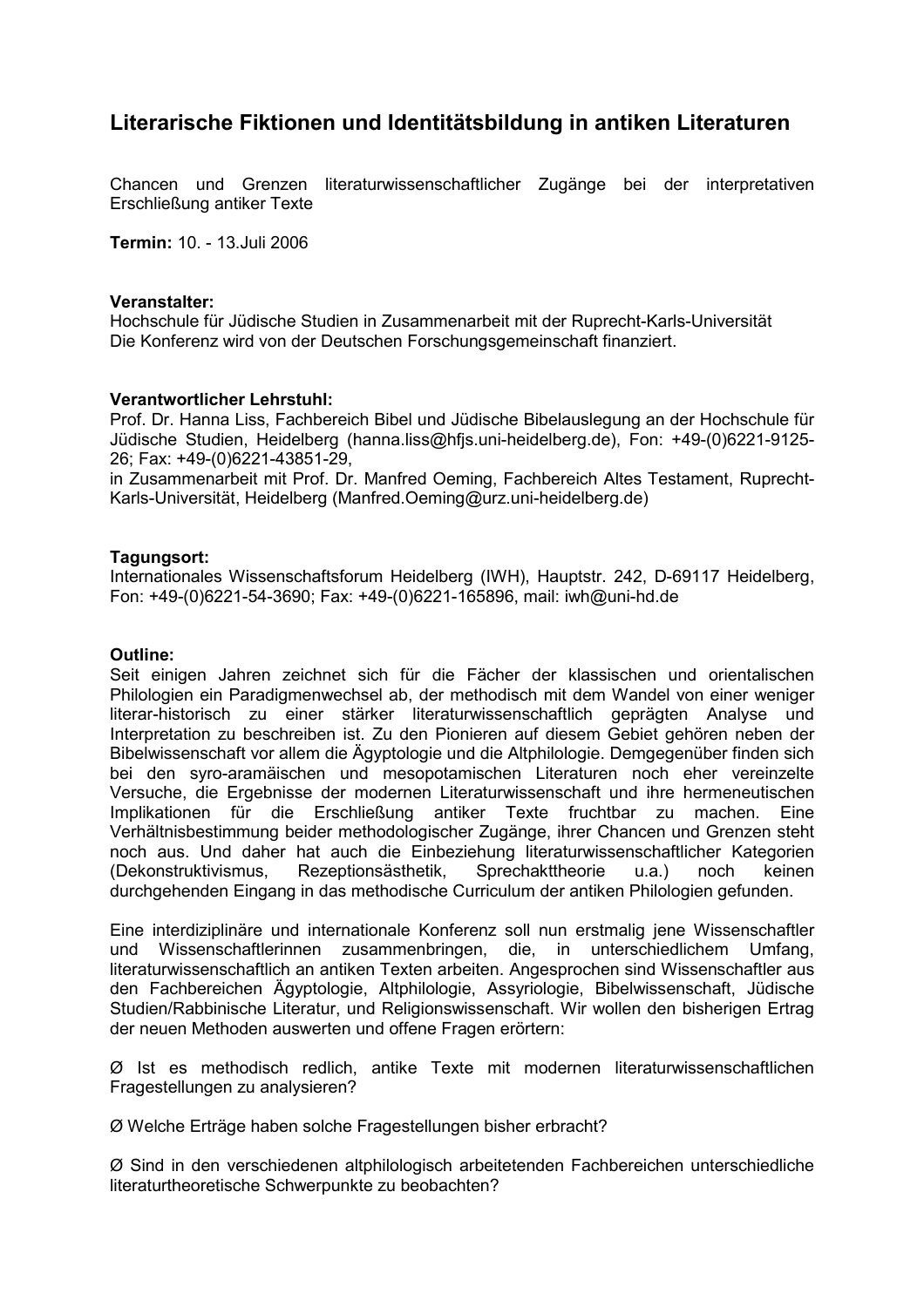# Literarische Fiktionen und Identitätsbildung in antiken Literaturen

Chancen und Grenzen literaturwissenschaftlicher Zugänge bei der interpretativen Erschließung antiker Texte

**Termin:** 10. - 13.Juli 2006

**Veranstalter:**
Hochschule für Jüdische Studien in Zusammenarbeit mit der Ruprecht-Karls-Universität
Die Konferenz wird von der Deutschen Forschungsgemeinschaft finanziert.

**Verantwortlicher Lehrstuhl:**
Prof. Dr. Hanna Liss, Fachbereich Bibel und Jüdische Bibelauslegung an der Hochschule für Jüdische Studien, Heidelberg (hanna.liss@hfjs.uni-heidelberg.de), Fon: +49-(0)6221-9125-26; Fax: +49-(0)6221-43851-29,
in Zusammenarbeit mit Prof. Dr. Manfred Oeming, Fachbereich Altes Testament, Ruprecht-Karls-Universität, Heidelberg (Manfred.Oeming@urz.uni-heidelberg.de)

**Tagungsort:**
Internationales Wissenschaftsforum Heidelberg (IWH), Hauptstr. 242, D-69117 Heidelberg, Fon: +49-(0)6221-54-3690; Fax: +49-(0)6221-165896, mail: iwh@uni-hd.de

**Outline:**
Seit einigen Jahren zeichnet sich für die Fächer der klassischen und orientalischen Philologien ein Paradigmenwechsel ab, der methodisch mit dem Wandel von einer weniger literar-historisch zu einer stärker literaturwissenschaftlich geprägten Analyse und Interpretation zu beschreiben ist. Zu den Pionieren auf diesem Gebiet gehören neben der Bibelwissenschaft vor allem die Ägyptologie und die Altphilologie. Demgegenüber finden sich bei den syro-aramäischen und mesopotamischen Literaturen noch eher vereinzelte Versuche, die Ergebnisse der modernen Literaturwissenschaft und ihre hermeneutischen Implikationen für die Erschließung antiker Texte fruchtbar zu machen. Eine Verhältnisbestimmung beider methodologischer Zugänge, ihrer Chancen und Grenzen steht noch aus. Und daher hat auch die Einbeziehung literaturwissenschaftlicher Kategorien (Dekonstruktivismus, Rezeptionsästhetik, Sprechakttheorie u.a.) noch keinen durchgehenden Eingang in das methodische Curriculum der antiken Philologien gefunden.

Eine interdiziplinäre und internationale Konferenz soll nun erstmalig jene Wissenschaftler und Wissenschaftlerinnen zusammenbringen, die, in unterschiedlichem Umfang, literaturwissenschaftlich an antiken Texten arbeiten. Angesprochen sind Wissenschaftler aus den Fachbereichen Ägyptologie, Altphilologie, Assyriologie, Bibelwissenschaft, Jüdische Studien/Rabbinische Literatur, und Religionswissenschaft. Wir wollen den bisherigen Ertrag der neuen Methoden auswerten und offene Fragen erörtern:

Ø Ist es methodisch redlich, antike Texte mit modernen literaturwissenschaftlichen Fragestellungen zu analysieren?

Ø Welche Erträge haben solche Fragestellungen bisher erbracht?

Ø Sind in den verschiedenen altphilologisch arbeitetenden Fachbereichen unterschiedliche literaturtheoretische Schwerpunkte zu beobachten?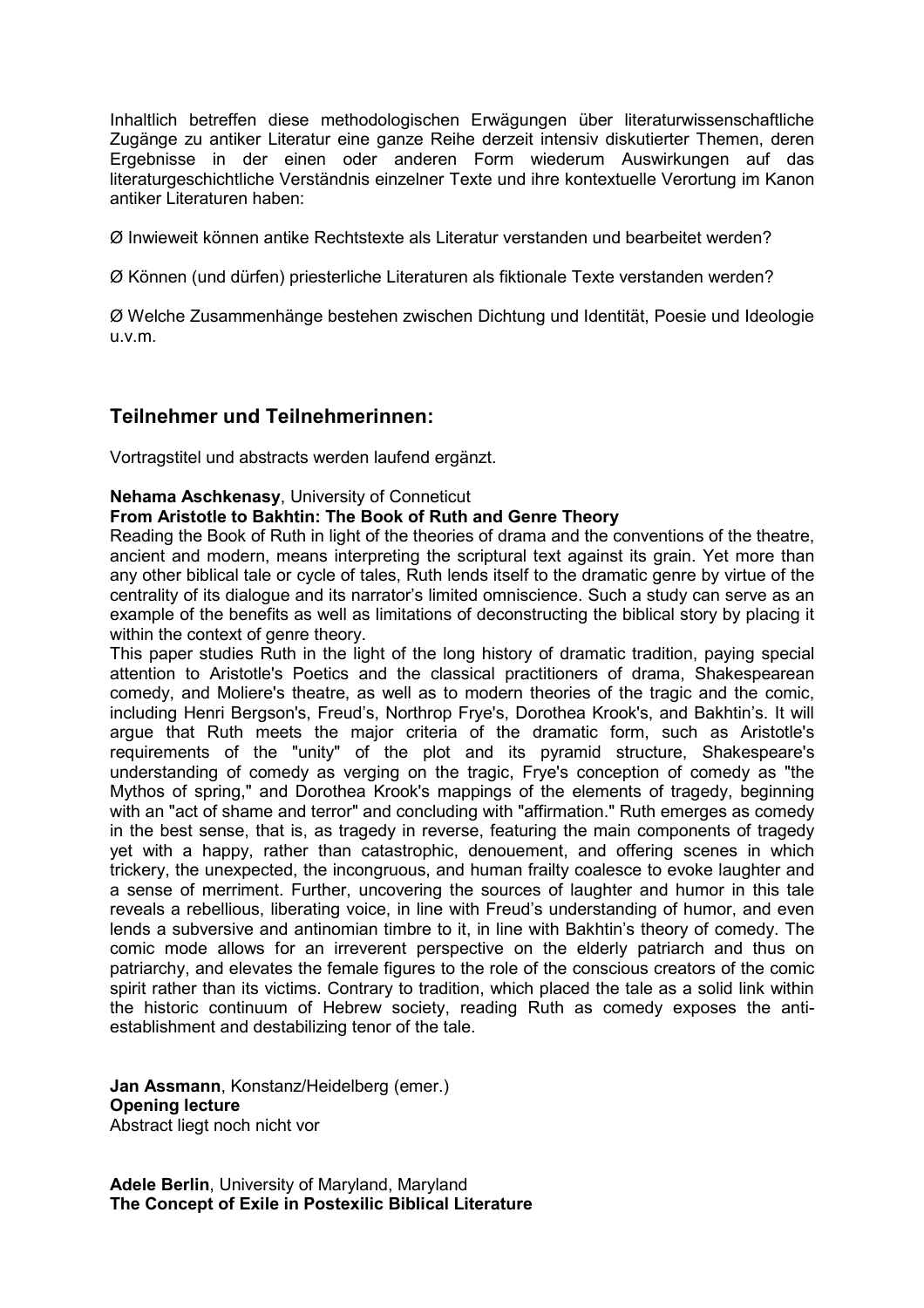Inhaltlich betreffen diese methodologischen Erwägungen über literaturwissenschaftliche Zugänge zu antiker Literatur eine ganze Reihe derzeit intensiv diskutierter Themen, deren Ergebnisse in der einen oder anderen Form wiederum Auswirkungen auf das literaturgeschichtliche Verständnis einzelner Texte und ihre kontextuelle Verortung im Kanon antiker Literaturen haben:

Ø Inwieweit können antike Rechtstexte als Literatur verstanden und bearbeitet werden?

Ø Können (und dürfen) priesterliche Literaturen als fiktionale Texte verstanden werden?

Ø Welche Zusammenhänge bestehen zwischen Dichtung und Identität, Poesie und Ideologie u.v.m.

## Teilnehmer und Teilnehmerinnen:

Vortragstitel und abstracts werden laufend ergänzt.

**Nehama Aschkenasy**, University of Conneticut
**From Aristotle to Bakhtin: The Book of Ruth and Genre Theory**
Reading the Book of Ruth in light of the theories of drama and the conventions of the theatre, ancient and modern, means interpreting the scriptural text against its grain. Yet more than any other biblical tale or cycle of tales, Ruth lends itself to the dramatic genre by virtue of the centrality of its dialogue and its narrator's limited omniscience. Such a study can serve as an example of the benefits as well as limitations of deconstructing the biblical story by placing it within the context of genre theory.
This paper studies Ruth in the light of the long history of dramatic tradition, paying special attention to Aristotle's Poetics and the classical practitioners of drama, Shakespearean comedy, and Moliere's theatre, as well as to modern theories of the tragic and the comic, including Henri Bergson's, Freud's, Northrop Frye's, Dorothea Krook's, and Bakhtin's. It will argue that Ruth meets the major criteria of the dramatic form, such as Aristotle's requirements of the "unity" of the plot and its pyramid structure, Shakespeare's understanding of comedy as verging on the tragic, Frye's conception of comedy as "the Mythos of spring," and Dorothea Krook's mappings of the elements of tragedy, beginning with an "act of shame and terror" and concluding with "affirmation." Ruth emerges as comedy in the best sense, that is, as tragedy in reverse, featuring the main components of tragedy yet with a happy, rather than catastrophic, denouement, and offering scenes in which trickery, the unexpected, the incongruous, and human frailty coalesce to evoke laughter and a sense of merriment. Further, uncovering the sources of laughter and humor in this tale reveals a rebellious, liberating voice, in line with Freud's understanding of humor, and even lends a subversive and antinomian timbre to it, in line with Bakhtin's theory of comedy. The comic mode allows for an irreverent perspective on the elderly patriarch and thus on patriarchy, and elevates the female figures to the role of the conscious creators of the comic spirit rather than its victims. Contrary to tradition, which placed the tale as a solid link within the historic continuum of Hebrew society, reading Ruth as comedy exposes the anti-establishment and destabilizing tenor of the tale.

**Jan Assmann**, Konstanz/Heidelberg (emer.)
**Opening lecture**
Abstract liegt noch nicht vor

**Adele Berlin**, University of Maryland, Maryland
**The Concept of Exile in Postexilic Biblical Literature**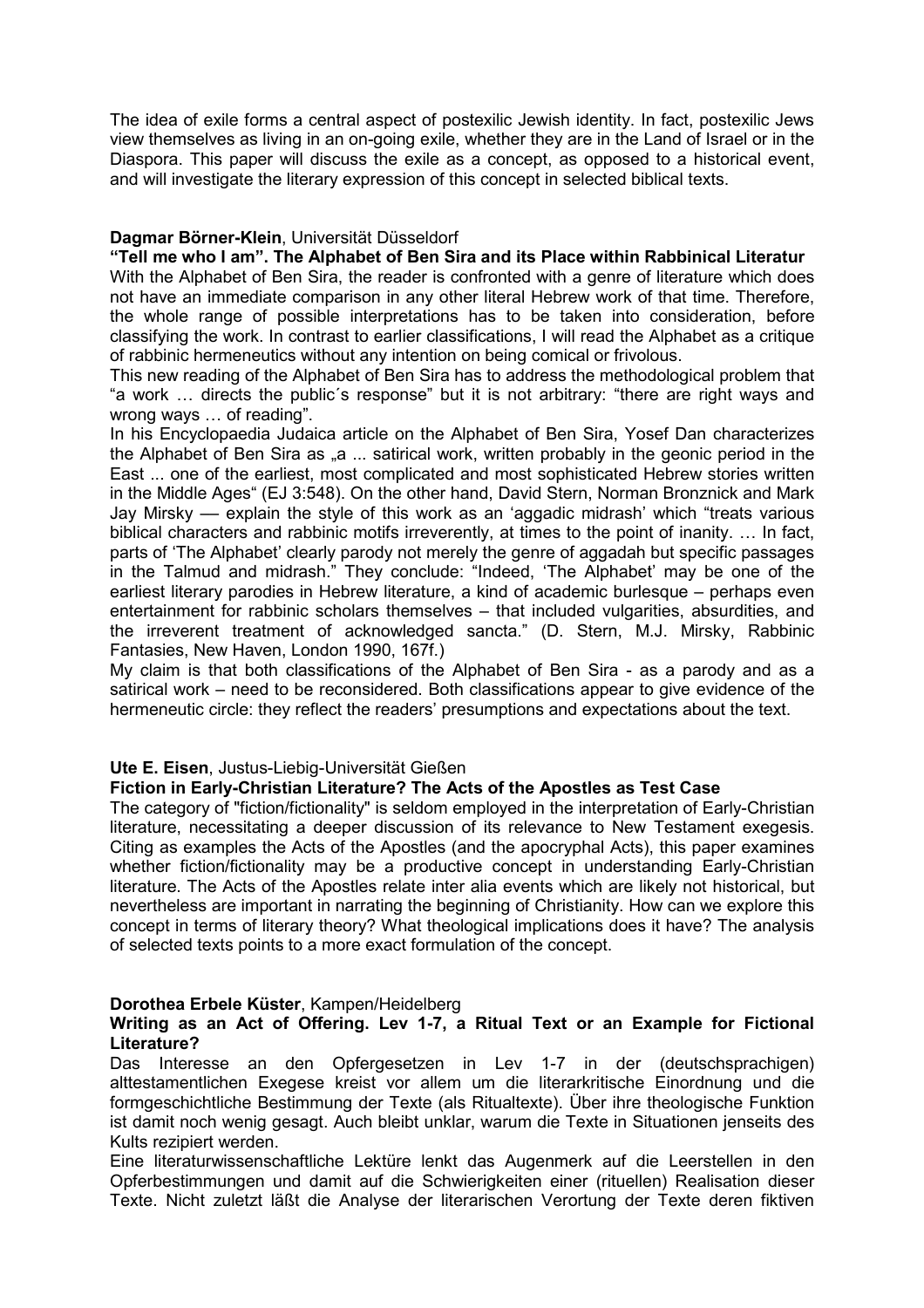The idea of exile forms a central aspect of postexilic Jewish identity. In fact, postexilic Jews view themselves as living in an on-going exile, whether they are in the Land of Israel or in the Diaspora. This paper will discuss the exile as a concept, as opposed to a historical event, and will investigate the literary expression of this concept in selected biblical texts.

**Dagmar Börner-Klein**, Universität Düsseldorf

**"Tell me who I am". The Alphabet of Ben Sira and its Place within Rabbinical Literatur**

With the Alphabet of Ben Sira, the reader is confronted with a genre of literature which does not have an immediate comparison in any other literal Hebrew work of that time. Therefore, the whole range of possible interpretations has to be taken into consideration, before classifying the work. In contrast to earlier classifications, I will read the Alphabet as a critique of rabbinic hermeneutics without any intention on being comical or frivolous.

This new reading of the Alphabet of Ben Sira has to address the methodological problem that "a work … directs the public´s response" but it is not arbitrary: "there are right ways and wrong ways … of reading".

In his Encyclopaedia Judaica article on the Alphabet of Ben Sira, Yosef Dan characterizes the Alphabet of Ben Sira as „a ... satirical work, written probably in the geonic period in the East ... one of the earliest, most complicated and most sophisticated Hebrew stories written in the Middle Ages" (EJ 3:548). On the other hand, David Stern, Norman Bronznick and Mark Jay Mirsky — explain the style of this work as an 'aggadic midrash' which "treats various biblical characters and rabbinic motifs irreverently, at times to the point of inanity. … In fact, parts of 'The Alphabet' clearly parody not merely the genre of aggadah but specific passages in the Talmud and midrash." They conclude: "Indeed, 'The Alphabet' may be one of the earliest literary parodies in Hebrew literature, a kind of academic burlesque – perhaps even entertainment for rabbinic scholars themselves – that included vulgarities, absurdities, and the irreverent treatment of acknowledged sancta." (D. Stern, M.J. Mirsky, Rabbinic Fantasies, New Haven, London 1990, 167f.)

My claim is that both classifications of the Alphabet of Ben Sira - as a parody and as a satirical work – need to be reconsidered. Both classifications appear to give evidence of the hermeneutic circle: they reflect the readers' presumptions and expectations about the text.

**Ute E. Eisen**, Justus-Liebig-Universität Gießen

**Fiction in Early-Christian Literature? The Acts of the Apostles as Test Case**

The category of "fiction/fictionality" is seldom employed in the interpretation of Early-Christian literature, necessitating a deeper discussion of its relevance to New Testament exegesis. Citing as examples the Acts of the Apostles (and the apocryphal Acts), this paper examines whether fiction/fictionality may be a productive concept in understanding Early-Christian literature. The Acts of the Apostles relate inter alia events which are likely not historical, but nevertheless are important in narrating the beginning of Christianity. How can we explore this concept in terms of literary theory? What theological implications does it have? The analysis of selected texts points to a more exact formulation of the concept.

**Dorothea Erbele Küster**, Kampen/Heidelberg

**Writing as an Act of Offering. Lev 1-7, a Ritual Text or an Example for Fictional Literature?**

Das Interesse an den Opfergesetzen in Lev 1-7 in der (deutschsprachigen) alttestamentlichen Exegese kreist vor allem um die literarkritische Einordnung und die formgeschichtliche Bestimmung der Texte (als Ritualtexte). Über ihre theologische Funktion ist damit noch wenig gesagt. Auch bleibt unklar, warum die Texte in Situationen jenseits des Kults rezipiert werden.

Eine literaturwissenschaftliche Lektüre lenkt das Augenmerk auf die Leerstellen in den Opferbestimmungen und damit auf die Schwierigkeiten einer (rituellen) Realisation dieser Texte. Nicht zuletzt läßt die Analyse der literarischen Verortung der Texte deren fiktiven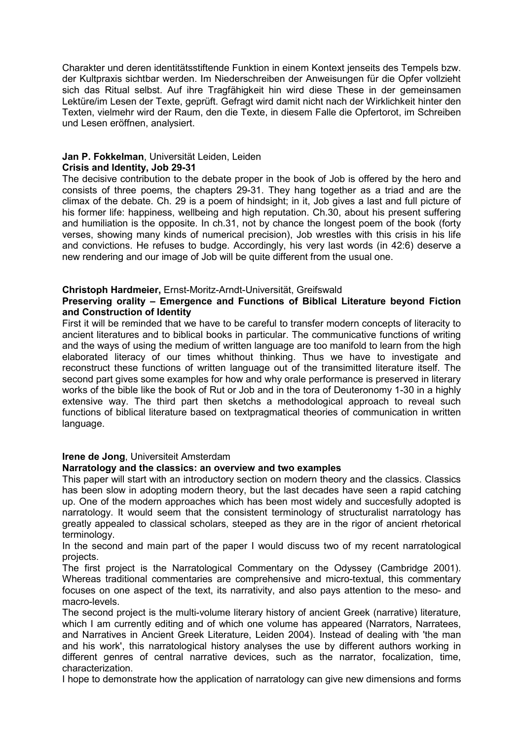Charakter und deren identitätsstiftende Funktion in einem Kontext jenseits des Tempels bzw. der Kultpraxis sichtbar werden. Im Niederschreiben der Anweisungen für die Opfer vollzieht sich das Ritual selbst. Auf ihre Tragfähigkeit hin wird diese These in der gemeinsamen Lektüre/im Lesen der Texte, geprüft. Gefragt wird damit nicht nach der Wirklichkeit hinter den Texten, vielmehr wird der Raum, den die Texte, in diesem Falle die Opfertorot, im Schreiben und Lesen eröffnen, analysiert.

**Jan P. Fokkelman**, Universität Leiden, Leiden
**Crisis and Identity, Job 29-31**

The decisive contribution to the debate proper in the book of Job is offered by the hero and consists of three poems, the chapters 29-31. They hang together as a triad and are the climax of the debate. Ch. 29 is a poem of hindsight; in it, Job gives a last and full picture of his former life: happiness, wellbeing and high reputation. Ch.30, about his present suffering and humiliation is the opposite. In ch.31, not by chance the longest poem of the book (forty verses, showing many kinds of numerical precision), Job wrestles with this crisis in his life and convictions. He refuses to budge. Accordingly, his very last words (in 42:6) deserve a new rendering and our image of Job will be quite different from the usual one.

**Christoph Hardmeier,** Ernst-Moritz-Arndt-Universität, Greifswald
**Preserving orality – Emergence and Functions of Biblical Literature beyond Fiction and Construction of Identity**

First it will be reminded that we have to be careful to transfer modern concepts of literacity to ancient literatures and to biblical books in particular. The communicative functions of writing and the ways of using the medium of written language are too manifold to learn from the high elaborated literacy of our times whithout thinking. Thus we have to investigate and reconstruct these functions of written language out of the transimitted literature itself. The second part gives some examples for how and why orale performance is preserved in literary works of the bible like the book of Rut or Job and in the tora of Deuteronomy 1-30 in a highly extensive way. The third part then sketchs a methodological approach to reveal such functions of biblical literature based on textpragmatical theories of communication in written language.

**Irene de Jong**, Universiteit Amsterdam
**Narratology and the classics: an overview and two examples**

This paper will start with an introductory section on modern theory and the classics. Classics has been slow in adopting modern theory, but the last decades have seen a rapid catching up. One of the modern approaches which has been most widely and succesfully adopted is narratology. It would seem that the consistent terminology of structuralist narratology has greatly appealed to classical scholars, steeped as they are in the rigor of ancient rhetorical terminology.

In the second and main part of the paper I would discuss two of my recent narratological projects.

The first project is the Narratological Commentary on the Odyssey (Cambridge 2001). Whereas traditional commentaries are comprehensive and micro-textual, this commentary focuses on one aspect of the text, its narrativity, and also pays attention to the meso- and macro-levels.

The second project is the multi-volume literary history of ancient Greek (narrative) literature, which I am currently editing and of which one volume has appeared (Narrators, Narratees, and Narratives in Ancient Greek Literature, Leiden 2004). Instead of dealing with 'the man and his work', this narratological history analyses the use by different authors working in different genres of central narrative devices, such as the narrator, focalization, time, characterization.

I hope to demonstrate how the application of narratology can give new dimensions and forms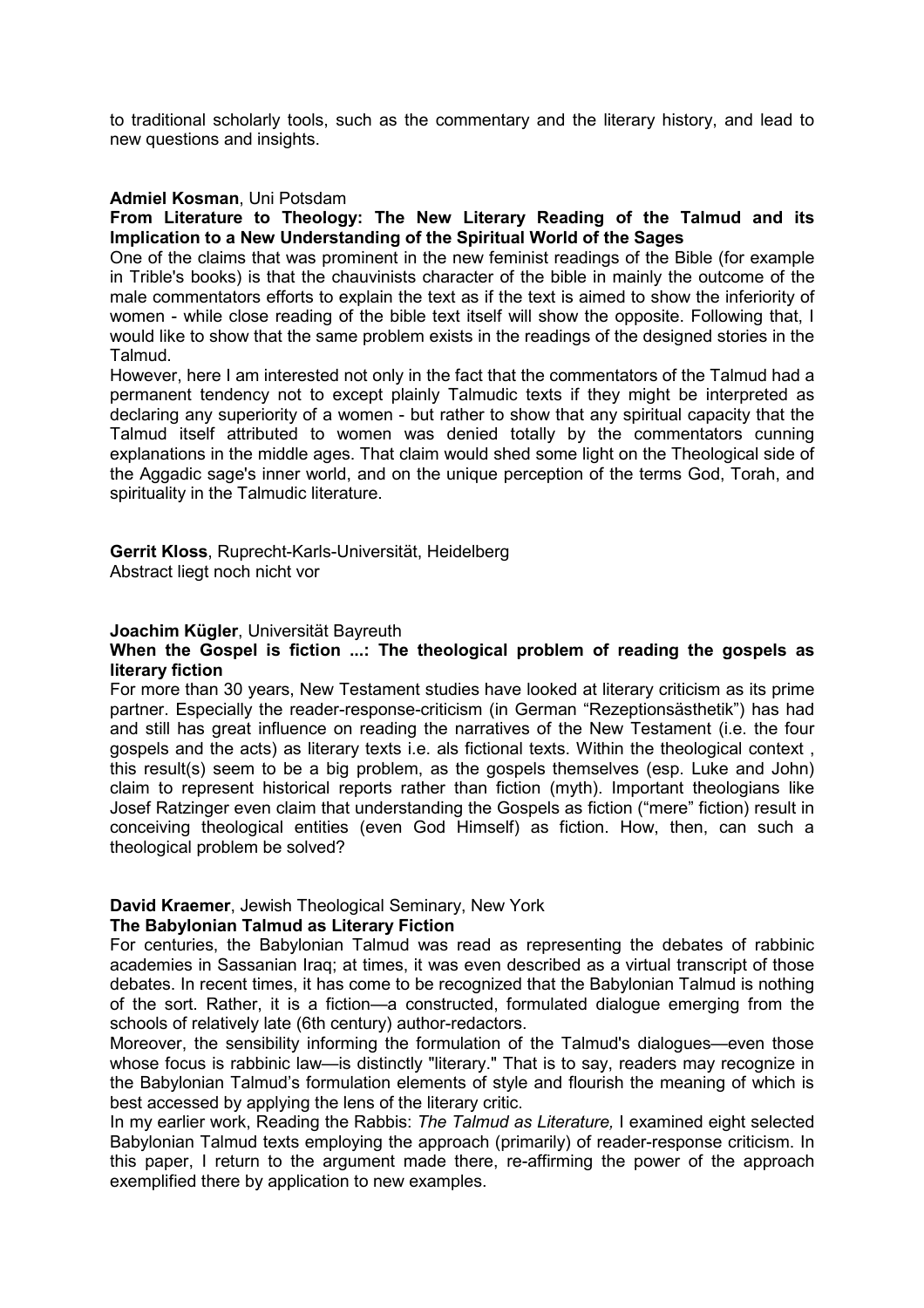to traditional scholarly tools, such as the commentary and the literary history, and lead to new questions and insights.

**Admiel Kosman**, Uni Potsdam
**From Literature to Theology: The New Literary Reading of the Talmud and its Implication to a New Understanding of the Spiritual World of the Sages**
One of the claims that was prominent in the new feminist readings of the Bible (for example in Trible's books) is that the chauvinists character of the bible in mainly the outcome of the male commentators efforts to explain the text as if the text is aimed to show the inferiority of women - while close reading of the bible text itself will show the opposite. Following that, I would like to show that the same problem exists in the readings of the designed stories in the Talmud.
However, here I am interested not only in the fact that the commentators of the Talmud had a permanent tendency not to except plainly Talmudic texts if they might be interpreted as declaring any superiority of a women - but rather to show that any spiritual capacity that the Talmud itself attributed to women was denied totally by the commentators cunning explanations in the middle ages. That claim would shed some light on the Theological side of the Aggadic sage's inner world, and on the unique perception of the terms God, Torah, and spirituality in the Talmudic literature.

**Gerrit Kloss**, Ruprecht-Karls-Universität, Heidelberg
Abstract liegt noch nicht vor

**Joachim Kügler**, Universität Bayreuth
**When the Gospel is fiction ...: The theological problem of reading the gospels as literary fiction**
For more than 30 years, New Testament studies have looked at literary criticism as its prime partner. Especially the reader-response-criticism (in German "Rezeptionsästhetik") has had and still has great influence on reading the narratives of the New Testament (i.e. the four gospels and the acts) as literary texts i.e. als fictional texts. Within the theological context , this result(s) seem to be a big problem, as the gospels themselves (esp. Luke and John) claim to represent historical reports rather than fiction (myth). Important theologians like Josef Ratzinger even claim that understanding the Gospels as fiction ("mere" fiction) result in conceiving theological entities (even God Himself) as fiction. How, then, can such a theological problem be solved?

**David Kraemer**, Jewish Theological Seminary, New York
**The Babylonian Talmud as Literary Fiction**
For centuries, the Babylonian Talmud was read as representing the debates of rabbinic academies in Sassanian Iraq; at times, it was even described as a virtual transcript of those debates. In recent times, it has come to be recognized that the Babylonian Talmud is nothing of the sort. Rather, it is a fiction—a constructed, formulated dialogue emerging from the schools of relatively late (6th century) author-redactors.
Moreover, the sensibility informing the formulation of the Talmud's dialogues—even those whose focus is rabbinic law—is distinctly "literary." That is to say, readers may recognize in the Babylonian Talmud's formulation elements of style and flourish the meaning of which is best accessed by applying the lens of the literary critic.
In my earlier work, Reading the Rabbis: *The Talmud as Literature,* I examined eight selected Babylonian Talmud texts employing the approach (primarily) of reader-response criticism. In this paper, I return to the argument made there, re-affirming the power of the approach exemplified there by application to new examples.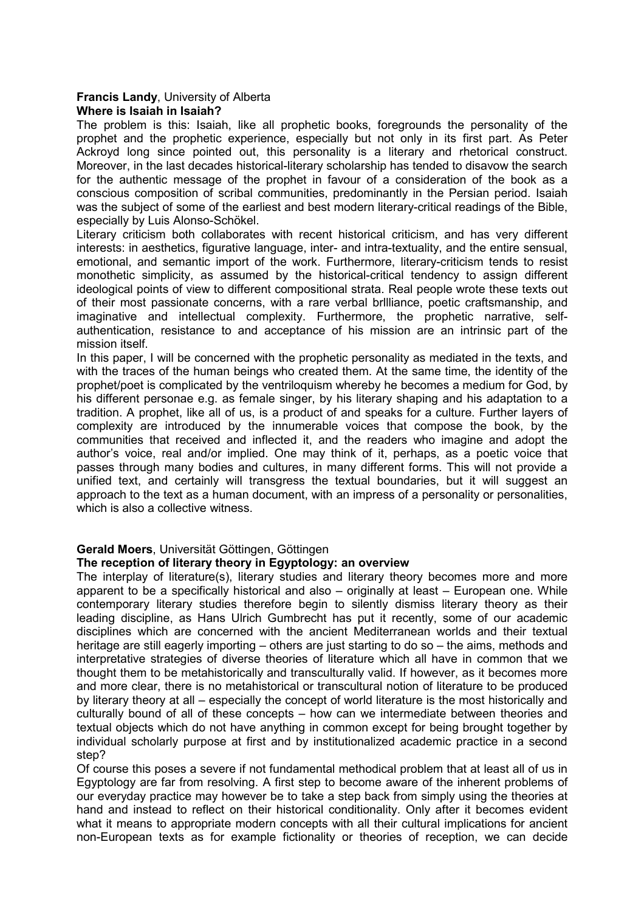**Francis Landy**, University of Alberta
**Where is Isaiah in Isaiah?**

The problem is this: Isaiah, like all prophetic books, foregrounds the personality of the prophet and the prophetic experience, especially but not only in its first part. As Peter Ackroyd long since pointed out, this personality is a literary and rhetorical construct. Moreover, in the last decades historical-literary scholarship has tended to disavow the search for the authentic message of the prophet in favour of a consideration of the book as a conscious composition of scribal communities, predominantly in the Persian period. Isaiah was the subject of some of the earliest and best modern literary-critical readings of the Bible, especially by Luis Alonso-Schökel.

Literary criticism both collaborates with recent historical criticism, and has very different interests: in aesthetics, figurative language, inter- and intra-textuality, and the entire sensual, emotional, and semantic import of the work. Furthermore, literary-criticism tends to resist monothetic simplicity, as assumed by the historical-critical tendency to assign different ideological points of view to different compositional strata. Real people wrote these texts out of their most passionate concerns, with a rare verbal brllliance, poetic craftsmanship, and imaginative and intellectual complexity. Furthermore, the prophetic narrative, self-authentication, resistance to and acceptance of his mission are an intrinsic part of the mission itself.

In this paper, I will be concerned with the prophetic personality as mediated in the texts, and with the traces of the human beings who created them. At the same time, the identity of the prophet/poet is complicated by the ventriloquism whereby he becomes a medium for God, by his different personae e.g. as female singer, by his literary shaping and his adaptation to a tradition. A prophet, like all of us, is a product of and speaks for a culture. Further layers of complexity are introduced by the innumerable voices that compose the book, by the communities that received and inflected it, and the readers who imagine and adopt the author's voice, real and/or implied. One may think of it, perhaps, as a poetic voice that passes through many bodies and cultures, in many different forms. This will not provide a unified text, and certainly will transgress the textual boundaries, but it will suggest an approach to the text as a human document, with an impress of a personality or personalities, which is also a collective witness.

**Gerald Moers**, Universität Göttingen, Göttingen
**The reception of literary theory in Egyptology: an overview**

The interplay of literature(s), literary studies and literary theory becomes more and more apparent to be a specifically historical and also – originally at least – European one. While contemporary literary studies therefore begin to silently dismiss literary theory as their leading discipline, as Hans Ulrich Gumbrecht has put it recently, some of our academic disciplines which are concerned with the ancient Mediterranean worlds and their textual heritage are still eagerly importing – others are just starting to do so – the aims, methods and interpretative strategies of diverse theories of literature which all have in common that we thought them to be metahistorically and transculturally valid. If however, as it becomes more and more clear, there is no metahistorical or transcultural notion of literature to be produced by literary theory at all – especially the concept of world literature is the most historically and culturally bound of all of these concepts – how can we intermediate between theories and textual objects which do not have anything in common except for being brought together by individual scholarly purpose at first and by institutionalized academic practice in a second step?

Of course this poses a severe if not fundamental methodical problem that at least all of us in Egyptology are far from resolving. A first step to become aware of the inherent problems of our everyday practice may however be to take a step back from simply using the theories at hand and instead to reflect on their historical conditionality. Only after it becomes evident what it means to appropriate modern concepts with all their cultural implications for ancient non-European texts as for example fictionality or theories of reception, we can decide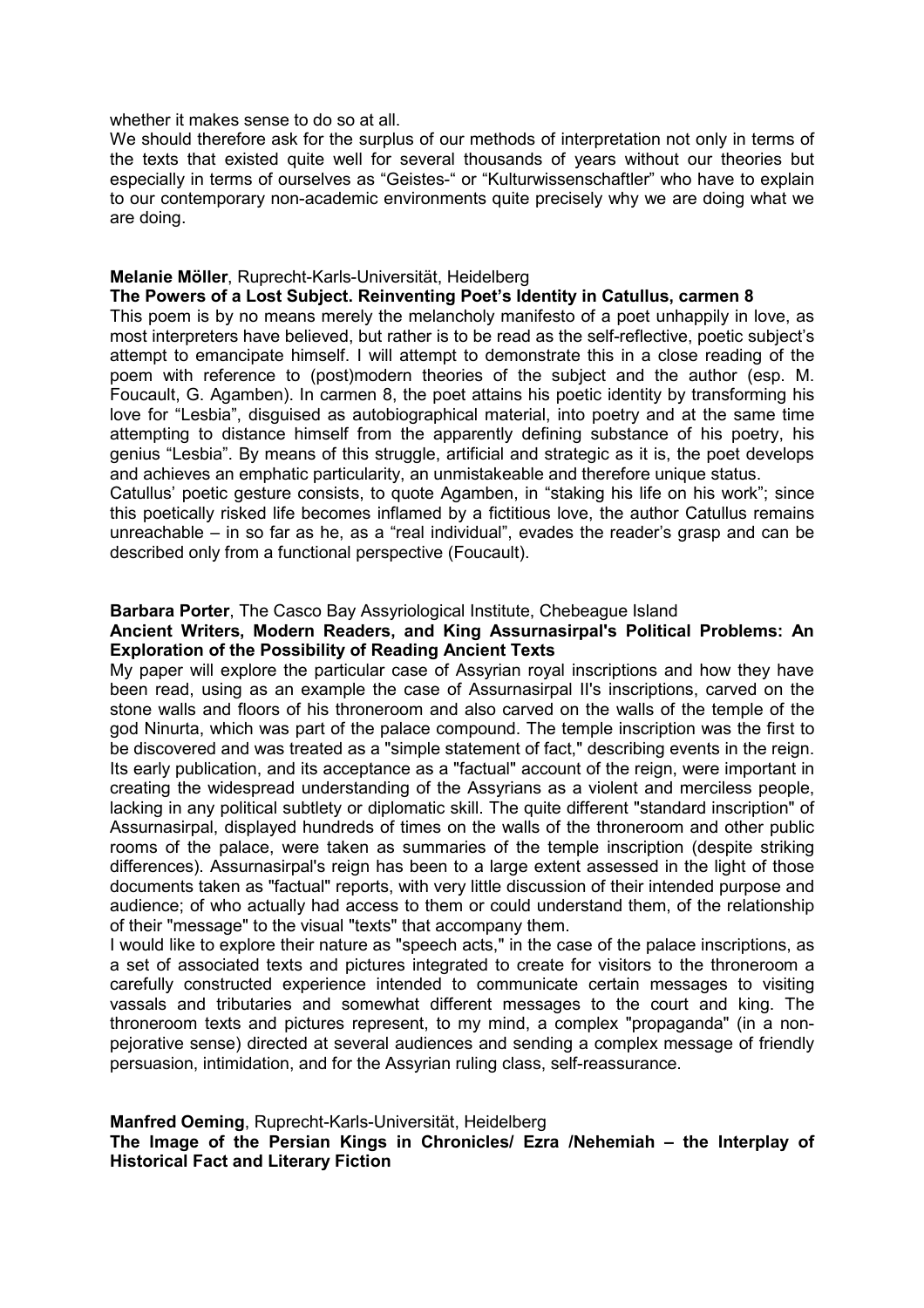whether it makes sense to do so at all.

We should therefore ask for the surplus of our methods of interpretation not only in terms of the texts that existed quite well for several thousands of years without our theories but especially in terms of ourselves as "Geistes-" or "Kulturwissenschaftler" who have to explain to our contemporary non-academic environments quite precisely why we are doing what we are doing.

**Melanie Möller**, Ruprecht-Karls-Universität, Heidelberg

**The Powers of a Lost Subject. Reinventing Poet's Identity in Catullus, carmen 8**

This poem is by no means merely the melancholy manifesto of a poet unhappily in love, as most interpreters have believed, but rather is to be read as the self-reflective, poetic subject's attempt to emancipate himself. I will attempt to demonstrate this in a close reading of the poem with reference to (post)modern theories of the subject and the author (esp. M. Foucault, G. Agamben). In carmen 8, the poet attains his poetic identity by transforming his love for "Lesbia", disguised as autobiographical material, into poetry and at the same time attempting to distance himself from the apparently defining substance of his poetry, his genius "Lesbia". By means of this struggle, artificial and strategic as it is, the poet develops and achieves an emphatic particularity, an unmistakeable and therefore unique status.

Catullus' poetic gesture consists, to quote Agamben, in "staking his life on his work"; since this poetically risked life becomes inflamed by a fictitious love, the author Catullus remains unreachable – in so far as he, as a "real individual", evades the reader's grasp and can be described only from a functional perspective (Foucault).

**Barbara Porter**, The Casco Bay Assyriological Institute, Chebeague Island

**Ancient Writers, Modern Readers, and King Assurnasirpal's Political Problems: An Exploration of the Possibility of Reading Ancient Texts**

My paper will explore the particular case of Assyrian royal inscriptions and how they have been read, using as an example the case of Assurnasirpal II's inscriptions, carved on the stone walls and floors of his throneroom and also carved on the walls of the temple of the god Ninurta, which was part of the palace compound. The temple inscription was the first to be discovered and was treated as a "simple statement of fact," describing events in the reign. Its early publication, and its acceptance as a "factual" account of the reign, were important in creating the widespread understanding of the Assyrians as a violent and merciless people, lacking in any political subtlety or diplomatic skill. The quite different "standard inscription" of Assurnasirpal, displayed hundreds of times on the walls of the throneroom and other public rooms of the palace, were taken as summaries of the temple inscription (despite striking differences). Assurnasirpal's reign has been to a large extent assessed in the light of those documents taken as "factual" reports, with very little discussion of their intended purpose and audience; of who actually had access to them or could understand them, of the relationship of their "message" to the visual "texts" that accompany them.

I would like to explore their nature as "speech acts," in the case of the palace inscriptions, as a set of associated texts and pictures integrated to create for visitors to the throneroom a carefully constructed experience intended to communicate certain messages to visiting vassals and tributaries and somewhat different messages to the court and king. The throneroom texts and pictures represent, to my mind, a complex "propaganda" (in a non-pejorative sense) directed at several audiences and sending a complex message of friendly persuasion, intimidation, and for the Assyrian ruling class, self-reassurance.

**Manfred Oeming**, Ruprecht-Karls-Universität, Heidelberg

**The Image of the Persian Kings in Chronicles/ Ezra /Nehemiah – the Interplay of Historical Fact and Literary Fiction**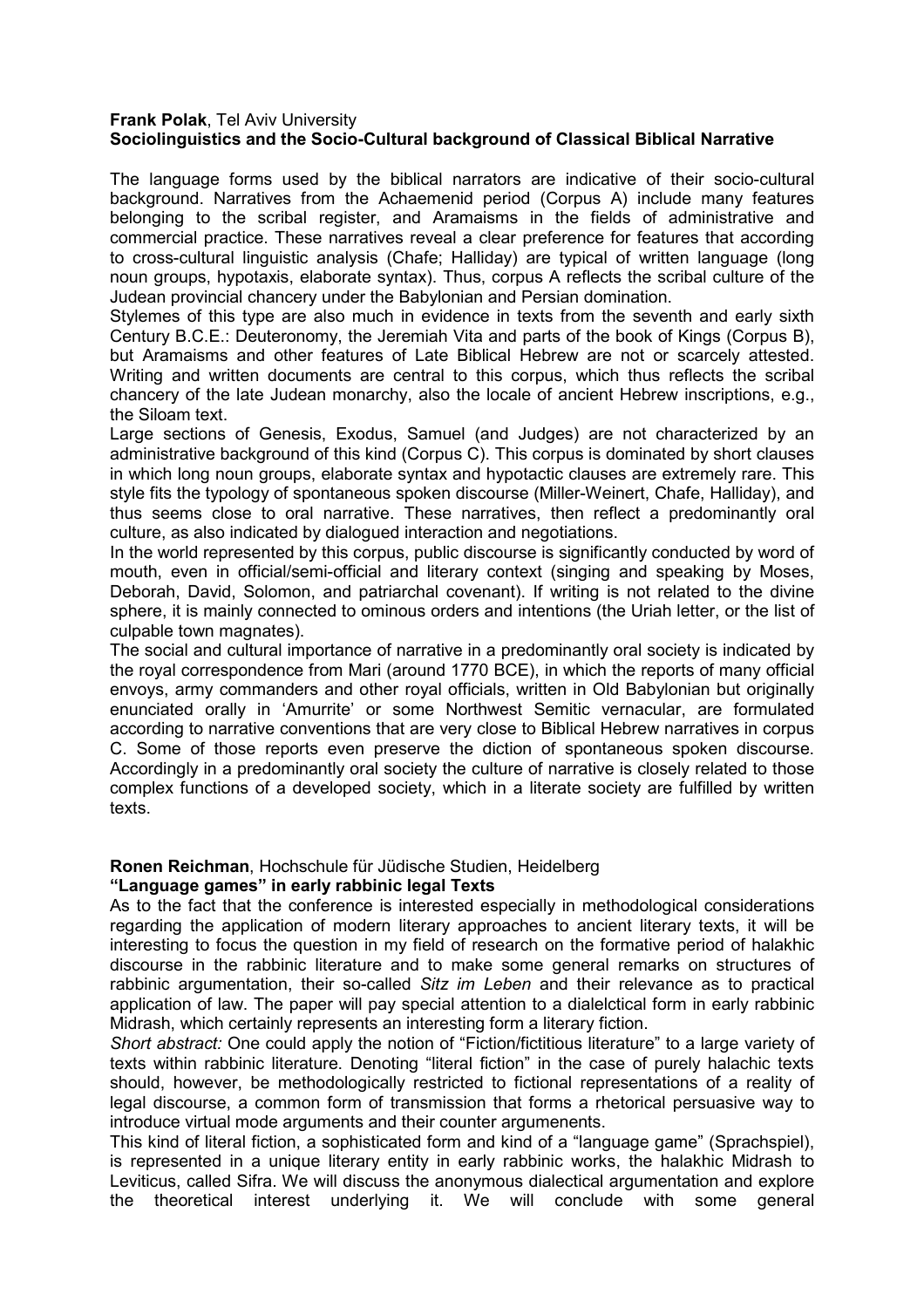**Frank Polak**, Tel Aviv University
**Sociolinguistics and the Socio-Cultural background of Classical Biblical Narrative**

The language forms used by the biblical narrators are indicative of their socio-cultural background. Narratives from the Achaemenid period (Corpus A) include many features belonging to the scribal register, and Aramaisms in the fields of administrative and commercial practice. These narratives reveal a clear preference for features that according to cross-cultural linguistic analysis (Chafe; Halliday) are typical of written language (long noun groups, hypotaxis, elaborate syntax). Thus, corpus A reflects the scribal culture of the Judean provincial chancery under the Babylonian and Persian domination.
Stylemes of this type are also much in evidence in texts from the seventh and early sixth Century B.C.E.: Deuteronomy, the Jeremiah Vita and parts of the book of Kings (Corpus B), but Aramaisms and other features of Late Biblical Hebrew are not or scarcely attested. Writing and written documents are central to this corpus, which thus reflects the scribal chancery of the late Judean monarchy, also the locale of ancient Hebrew inscriptions, e.g., the Siloam text.
Large sections of Genesis, Exodus, Samuel (and Judges) are not characterized by an administrative background of this kind (Corpus C). This corpus is dominated by short clauses in which long noun groups, elaborate syntax and hypotactic clauses are extremely rare. This style fits the typology of spontaneous spoken discourse (Miller-Weinert, Chafe, Halliday), and thus seems close to oral narrative. These narratives, then reflect a predominantly oral culture, as also indicated by dialogued interaction and negotiations.
In the world represented by this corpus, public discourse is significantly conducted by word of mouth, even in official/semi-official and literary context (singing and speaking by Moses, Deborah, David, Solomon, and patriarchal covenant). If writing is not related to the divine sphere, it is mainly connected to ominous orders and intentions (the Uriah letter, or the list of culpable town magnates).
The social and cultural importance of narrative in a predominantly oral society is indicated by the royal correspondence from Mari (around 1770 BCE), in which the reports of many official envoys, army commanders and other royal officials, written in Old Babylonian but originally enunciated orally in 'Amurrite' or some Northwest Semitic vernacular, are formulated according to narrative conventions that are very close to Biblical Hebrew narratives in corpus C. Some of those reports even preserve the diction of spontaneous spoken discourse. Accordingly in a predominantly oral society the culture of narrative is closely related to those complex functions of a developed society, which in a literate society are fulfilled by written texts.

**Ronen Reichman**, Hochschule für Jüdische Studien, Heidelberg
**"Language games" in early rabbinic legal Texts**

As to the fact that the conference is interested especially in methodological considerations regarding the application of modern literary approaches to ancient literary texts, it will be interesting to focus the question in my field of research on the formative period of halakhic discourse in the rabbinic literature and to make some general remarks on structures of rabbinic argumentation, their so-called *Sitz im Leben* and their relevance as to practical application of law. The paper will pay special attention to a dialelctical form in early rabbinic Midrash, which certainly represents an interesting form a literary fiction.
*Short abstract:* One could apply the notion of "Fiction/fictitious literature" to a large variety of texts within rabbinic literature. Denoting "literal fiction" in the case of purely halachic texts should, however, be methodologically restricted to fictional representations of a reality of legal discourse, a common form of transmission that forms a rhetorical persuasive way to introduce virtual mode arguments and their counter argumenents.
This kind of literal fiction, a sophisticated form and kind of a "language game" (Sprachspiel), is represented in a unique literary entity in early rabbinic works, the halakhic Midrash to Leviticus, called Sifra. We will discuss the anonymous dialectical argumentation and explore the theoretical interest underlying it. We will conclude with some general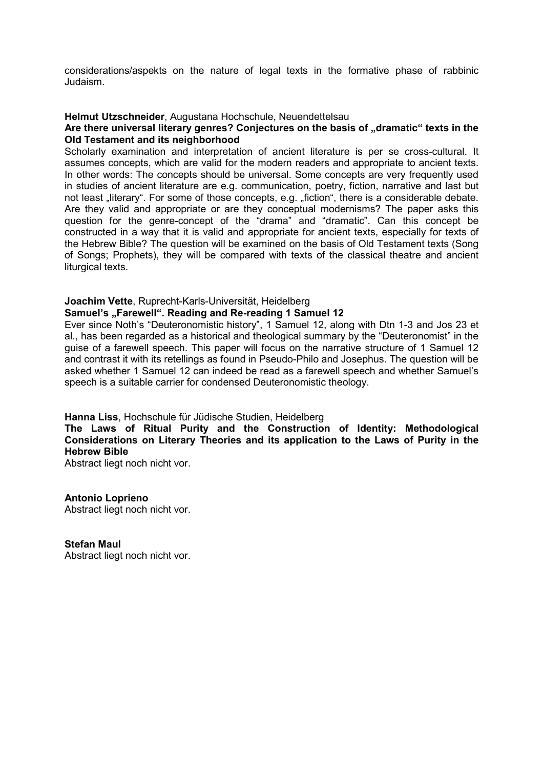considerations/aspekts on the nature of legal texts in the formative phase of rabbinic Judaism.

**Helmut Utzschneider**, Augustana Hochschule, Neuendettelsau

**Are there universal literary genres? Conjectures on the basis of „dramatic" texts in the Old Testament and its neighborhood**

Scholarly examination and interpretation of ancient literature is per se cross-cultural. It assumes concepts, which are valid for the modern readers and appropriate to ancient texts. In other words: The concepts should be universal. Some concepts are very frequently used in studies of ancient literature are e.g. communication, poetry, fiction, narrative and last but not least „literary". For some of those concepts, e.g. „fiction", there is a considerable debate. Are they valid and appropriate or are they conceptual modernisms? The paper asks this question for the genre-concept of the "drama" and "dramatic". Can this concept be constructed in a way that it is valid and appropriate for ancient texts, especially for texts of the Hebrew Bible? The question will be examined on the basis of Old Testament texts (Song of Songs; Prophets), they will be compared with texts of the classical theatre and ancient liturgical texts.

**Joachim Vette**, Ruprecht-Karls-Universität, Heidelberg

**Samuel's „Farewell". Reading and Re-reading 1 Samuel 12**

Ever since Noth's "Deuteronomistic history", 1 Samuel 12, along with Dtn 1-3 and Jos 23 et al., has been regarded as a historical and theological summary by the "Deuteronomist" in the guise of a farewell speech. This paper will focus on the narrative structure of 1 Samuel 12 and contrast it with its retellings as found in Pseudo-Philo and Josephus. The question will be asked whether 1 Samuel 12 can indeed be read as a farewell speech and whether Samuel's speech is a suitable carrier for condensed Deuteronomistic theology.

**Hanna Liss**, Hochschule für Jüdische Studien, Heidelberg

**The Laws of Ritual Purity and the Construction of Identity: Methodological Considerations on Literary Theories and its application to the Laws of Purity in the Hebrew Bible**

Abstract liegt noch nicht vor.

**Antonio Loprieno**

Abstract liegt noch nicht vor.

**Stefan Maul**

Abstract liegt noch nicht vor.